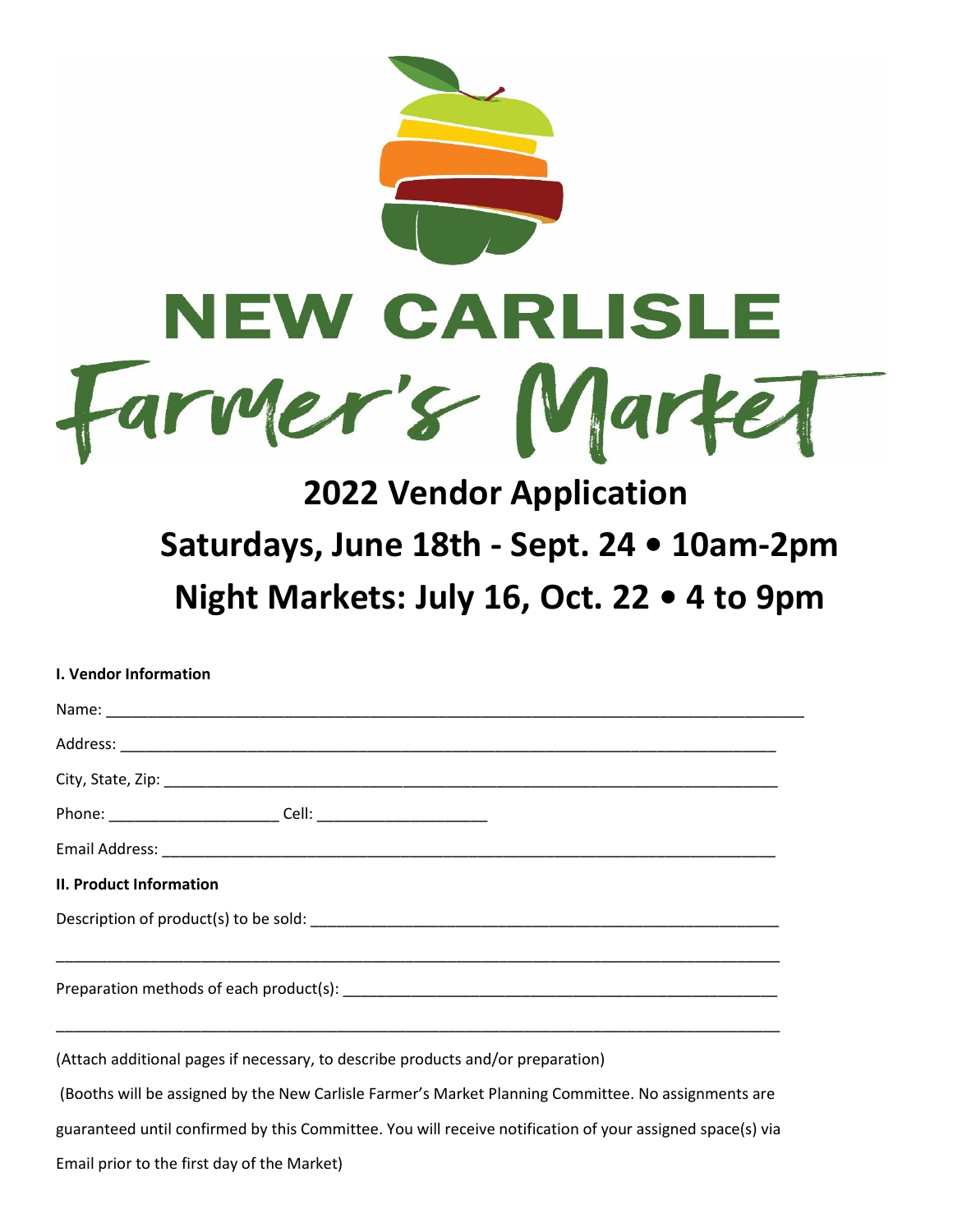# NEW CARLISLE Farmer's Market

## 2022 Vendor Application

## Saturdays, June 18th - Sept. 24 • 10am-2pm

## Night Markets: July 16, Oct. 22 • 4 to 9pm

**I. Vendor Information**

Name: ___________________________________________________________________________

Address: _________________________________________________________________________

City, State, Zip: ___________________________________________________________________

Phone: ____________________ Cell: ____________________

Email Address: _____________________________________________________________________

**II. Product Information**

Description of product(s) to be sold: ___________________________________________________

_______________________________________________________________________________

Preparation methods of each product(s): ________________________________________________

_______________________________________________________________________________

(Attach additional pages if necessary, to describe products and/or preparation)

(Booths will be assigned by the New Carlisle Farmer's Market Planning Committee. No assignments are guaranteed until confirmed by this Committee. You will receive notification of your assigned space(s) via Email prior to the first day of the Market)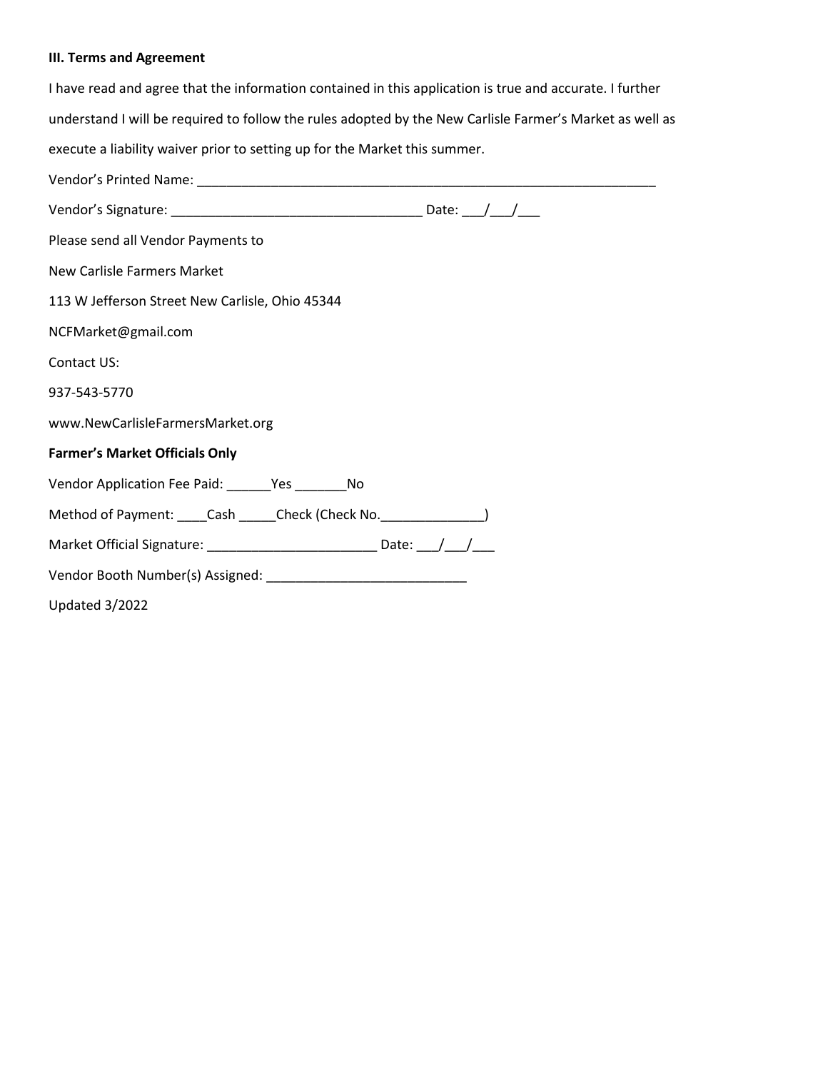### III. Terms and Agreement

I have read and agree that the information contained in this application is true and accurate. I further understand I will be required to follow the rules adopted by the New Carlisle Farmer's Market as well as execute a liability waiver prior to setting up for the Market this summer.

Vendor's Printed Name: _______________________________________________________________

Vendor's Signature: _________________________________ Date: ___/___/___

Please send all Vendor Payments to

New Carlisle Farmers Market

113 W Jefferson Street New Carlisle, Ohio 45344

NCFMarket@gmail.com

Contact US:

937-543-5770

www.NewCarlisleFarmersMarket.org

**Farmer's Market Officials Only**

Vendor Application Fee Paid: ______Yes _______No

Method of Payment: ____Cash _____Check (Check No.______________)

Market Official Signature: ______________________ Date: ___/___/___

Vendor Booth Number(s) Assigned: __________________________

Updated 3/2022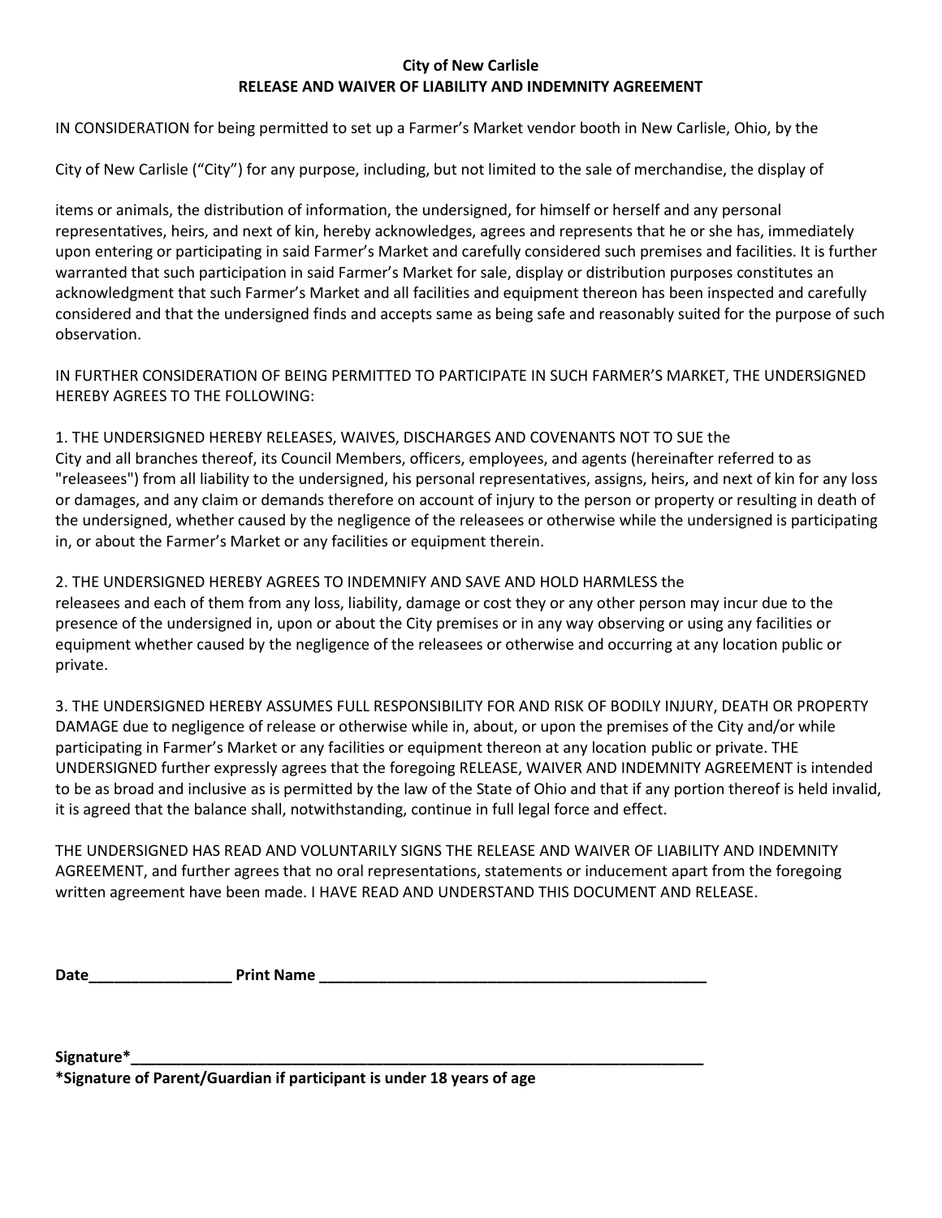**City of New Carlisle**
**RELEASE AND WAIVER OF LIABILITY AND INDEMNITY AGREEMENT**

IN CONSIDERATION for being permitted to set up a Farmer's Market vendor booth in New Carlisle, Ohio, by the City of New Carlisle ("City") for any purpose, including, but not limited to the sale of merchandise, the display of items or animals, the distribution of information, the undersigned, for himself or herself and any personal representatives, heirs, and next of kin, hereby acknowledges, agrees and represents that he or she has, immediately upon entering or participating in said Farmer's Market and carefully considered such premises and facilities. It is further warranted that such participation in said Farmer's Market for sale, display or distribution purposes constitutes an acknowledgment that such Farmer's Market and all facilities and equipment thereon has been inspected and carefully considered and that the undersigned finds and accepts same as being safe and reasonably suited for the purpose of such observation.

IN FURTHER CONSIDERATION OF BEING PERMITTED TO PARTICIPATE IN SUCH FARMER'S MARKET, THE UNDERSIGNED HEREBY AGREES TO THE FOLLOWING:

1. THE UNDERSIGNED HEREBY RELEASES, WAIVES, DISCHARGES AND COVENANTS NOT TO SUE the City and all branches thereof, its Council Members, officers, employees, and agents (hereinafter referred to as "releasees") from all liability to the undersigned, his personal representatives, assigns, heirs, and next of kin for any loss or damages, and any claim or demands therefore on account of injury to the person or property or resulting in death of the undersigned, whether caused by the negligence of the releasees or otherwise while the undersigned is participating in, or about the Farmer's Market or any facilities or equipment therein.

2. THE UNDERSIGNED HEREBY AGREES TO INDEMNIFY AND SAVE AND HOLD HARMLESS the releasees and each of them from any loss, liability, damage or cost they or any other person may incur due to the presence of the undersigned in, upon or about the City premises or in any way observing or using any facilities or equipment whether caused by the negligence of the releasees or otherwise and occurring at any location public or private.

3. THE UNDERSIGNED HEREBY ASSUMES FULL RESPONSIBILITY FOR AND RISK OF BODILY INJURY, DEATH OR PROPERTY DAMAGE due to negligence of release or otherwise while in, about, or upon the premises of the City and/or while participating in Farmer's Market or any facilities or equipment thereon at any location public or private. THE UNDERSIGNED further expressly agrees that the foregoing RELEASE, WAIVER AND INDEMNITY AGREEMENT is intended to be as broad and inclusive as is permitted by the law of the State of Ohio and that if any portion thereof is held invalid, it is agreed that the balance shall, notwithstanding, continue in full legal force and effect.

THE UNDERSIGNED HAS READ AND VOLUNTARILY SIGNS THE RELEASE AND WAIVER OF LIABILITY AND INDEMNITY AGREEMENT, and further agrees that no oral representations, statements or inducement apart from the foregoing written agreement have been made. I HAVE READ AND UNDERSTAND THIS DOCUMENT AND RELEASE.

**Date_________________ Print Name ________________________________________________**

**Signature*________________________________________________________________________**
***Signature of Parent/Guardian if participant is under 18 years of age**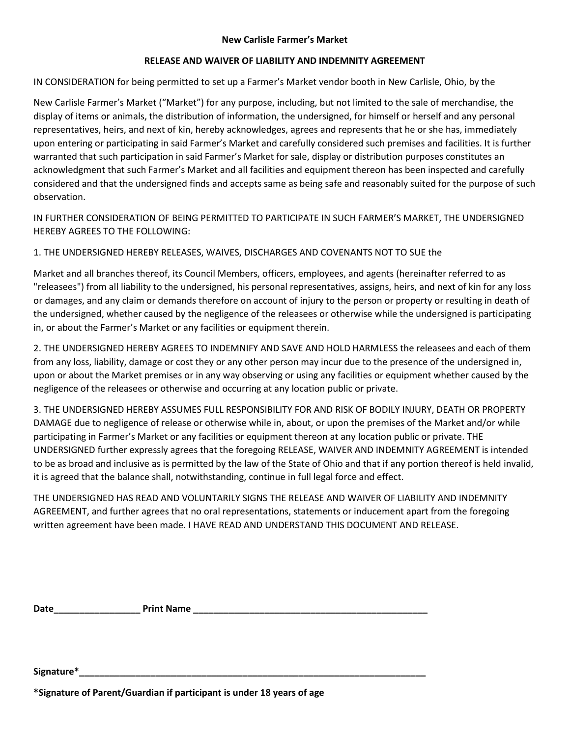**New Carlisle Farmer's Market**

**RELEASE AND WAIVER OF LIABILITY AND INDEMNITY AGREEMENT**

IN CONSIDERATION for being permitted to set up a Farmer's Market vendor booth in New Carlisle, Ohio, by the

New Carlisle Farmer's Market ("Market") for any purpose, including, but not limited to the sale of merchandise, the display of items or animals, the distribution of information, the undersigned, for himself or herself and any personal representatives, heirs, and next of kin, hereby acknowledges, agrees and represents that he or she has, immediately upon entering or participating in said Farmer's Market and carefully considered such premises and facilities. It is further warranted that such participation in said Farmer's Market for sale, display or distribution purposes constitutes an acknowledgment that such Farmer's Market and all facilities and equipment thereon has been inspected and carefully considered and that the undersigned finds and accepts same as being safe and reasonably suited for the purpose of such observation.

IN FURTHER CONSIDERATION OF BEING PERMITTED TO PARTICIPATE IN SUCH FARMER'S MARKET, THE UNDERSIGNED HEREBY AGREES TO THE FOLLOWING:

1. THE UNDERSIGNED HEREBY RELEASES, WAIVES, DISCHARGES AND COVENANTS NOT TO SUE the

Market and all branches thereof, its Council Members, officers, employees, and agents (hereinafter referred to as "releasees") from all liability to the undersigned, his personal representatives, assigns, heirs, and next of kin for any loss or damages, and any claim or demands therefore on account of injury to the person or property or resulting in death of the undersigned, whether caused by the negligence of the releasees or otherwise while the undersigned is participating in, or about the Farmer's Market or any facilities or equipment therein.

2. THE UNDERSIGNED HEREBY AGREES TO INDEMNIFY AND SAVE AND HOLD HARMLESS the releasees and each of them from any loss, liability, damage or cost they or any other person may incur due to the presence of the undersigned in, upon or about the Market premises or in any way observing or using any facilities or equipment whether caused by the negligence of the releasees or otherwise and occurring at any location public or private.

3. THE UNDERSIGNED HEREBY ASSUMES FULL RESPONSIBILITY FOR AND RISK OF BODILY INJURY, DEATH OR PROPERTY DAMAGE due to negligence of release or otherwise while in, about, or upon the premises of the Market and/or while participating in Farmer's Market or any facilities or equipment thereon at any location public or private. THE UNDERSIGNED further expressly agrees that the foregoing RELEASE, WAIVER AND INDEMNITY AGREEMENT is intended to be as broad and inclusive as is permitted by the law of the State of Ohio and that if any portion thereof is held invalid, it is agreed that the balance shall, notwithstanding, continue in full legal force and effect.

THE UNDERSIGNED HAS READ AND VOLUNTARILY SIGNS THE RELEASE AND WAIVER OF LIABILITY AND INDEMNITY AGREEMENT, and further agrees that no oral representations, statements or inducement apart from the foregoing written agreement have been made. I HAVE READ AND UNDERSTAND THIS DOCUMENT AND RELEASE.

**Date_________________ Print Name ________________________________________________**

**Signature*__________________________________________________________________________**

***Signature of Parent/Guardian if participant is under 18 years of age**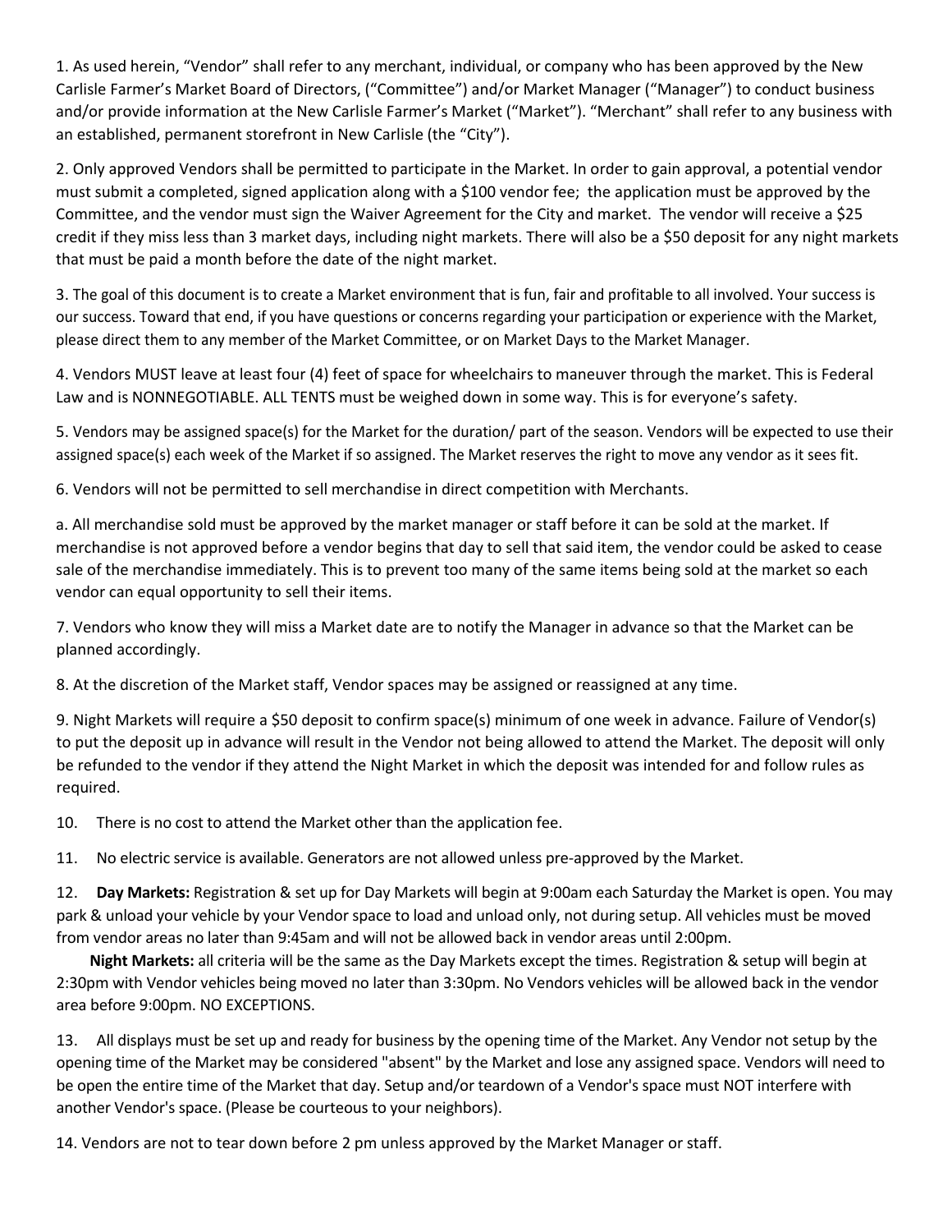1. As used herein, "Vendor" shall refer to any merchant, individual, or company who has been approved by the New Carlisle Farmer's Market Board of Directors, ("Committee") and/or Market Manager ("Manager") to conduct business and/or provide information at the New Carlisle Farmer's Market ("Market"). "Merchant" shall refer to any business with an established, permanent storefront in New Carlisle (the "City").

2. Only approved Vendors shall be permitted to participate in the Market. In order to gain approval, a potential vendor must submit a completed, signed application along with a $100 vendor fee; the application must be approved by the Committee, and the vendor must sign the Waiver Agreement for the City and market. The vendor will receive a $25 credit if they miss less than 3 market days, including night markets. There will also be a $50 deposit for any night markets that must be paid a month before the date of the night market.

3. The goal of this document is to create a Market environment that is fun, fair and profitable to all involved. Your success is our success. Toward that end, if you have questions or concerns regarding your participation or experience with the Market, please direct them to any member of the Market Committee, or on Market Days to the Market Manager.

4. Vendors MUST leave at least four (4) feet of space for wheelchairs to maneuver through the market. This is Federal Law and is NONNEGOTIABLE. ALL TENTS must be weighed down in some way. This is for everyone's safety.

5. Vendors may be assigned space(s) for the Market for the duration/ part of the season. Vendors will be expected to use their assigned space(s) each week of the Market if so assigned. The Market reserves the right to move any vendor as it sees fit.

6. Vendors will not be permitted to sell merchandise in direct competition with Merchants.

a. All merchandise sold must be approved by the market manager or staff before it can be sold at the market. If merchandise is not approved before a vendor begins that day to sell that said item, the vendor could be asked to cease sale of the merchandise immediately. This is to prevent too many of the same items being sold at the market so each vendor can equal opportunity to sell their items.

7. Vendors who know they will miss a Market date are to notify the Manager in advance so that the Market can be planned accordingly.

8. At the discretion of the Market staff, Vendor spaces may be assigned or reassigned at any time.

9. Night Markets will require a $50 deposit to confirm space(s) minimum of one week in advance. Failure of Vendor(s) to put the deposit up in advance will result in the Vendor not being allowed to attend the Market. The deposit will only be refunded to the vendor if they attend the Night Market in which the deposit was intended for and follow rules as required.

10. There is no cost to attend the Market other than the application fee.

11. No electric service is available. Generators are not allowed unless pre-approved by the Market.

12. **Day Markets:** Registration & set up for Day Markets will begin at 9:00am each Saturday the Market is open. You may park & unload your vehicle by your Vendor space to load and unload only, not during setup. All vehicles must be moved from vendor areas no later than 9:45am and will not be allowed back in vendor areas until 2:00pm.

**Night Markets:** all criteria will be the same as the Day Markets except the times. Registration & setup will begin at 2:30pm with Vendor vehicles being moved no later than 3:30pm. No Vendors vehicles will be allowed back in the vendor area before 9:00pm. NO EXCEPTIONS.

13. All displays must be set up and ready for business by the opening time of the Market. Any Vendor not setup by the opening time of the Market may be considered "absent" by the Market and lose any assigned space. Vendors will need to be open the entire time of the Market that day. Setup and/or teardown of a Vendor's space must NOT interfere with another Vendor's space. (Please be courteous to your neighbors).

14. Vendors are not to tear down before 2 pm unless approved by the Market Manager or staff.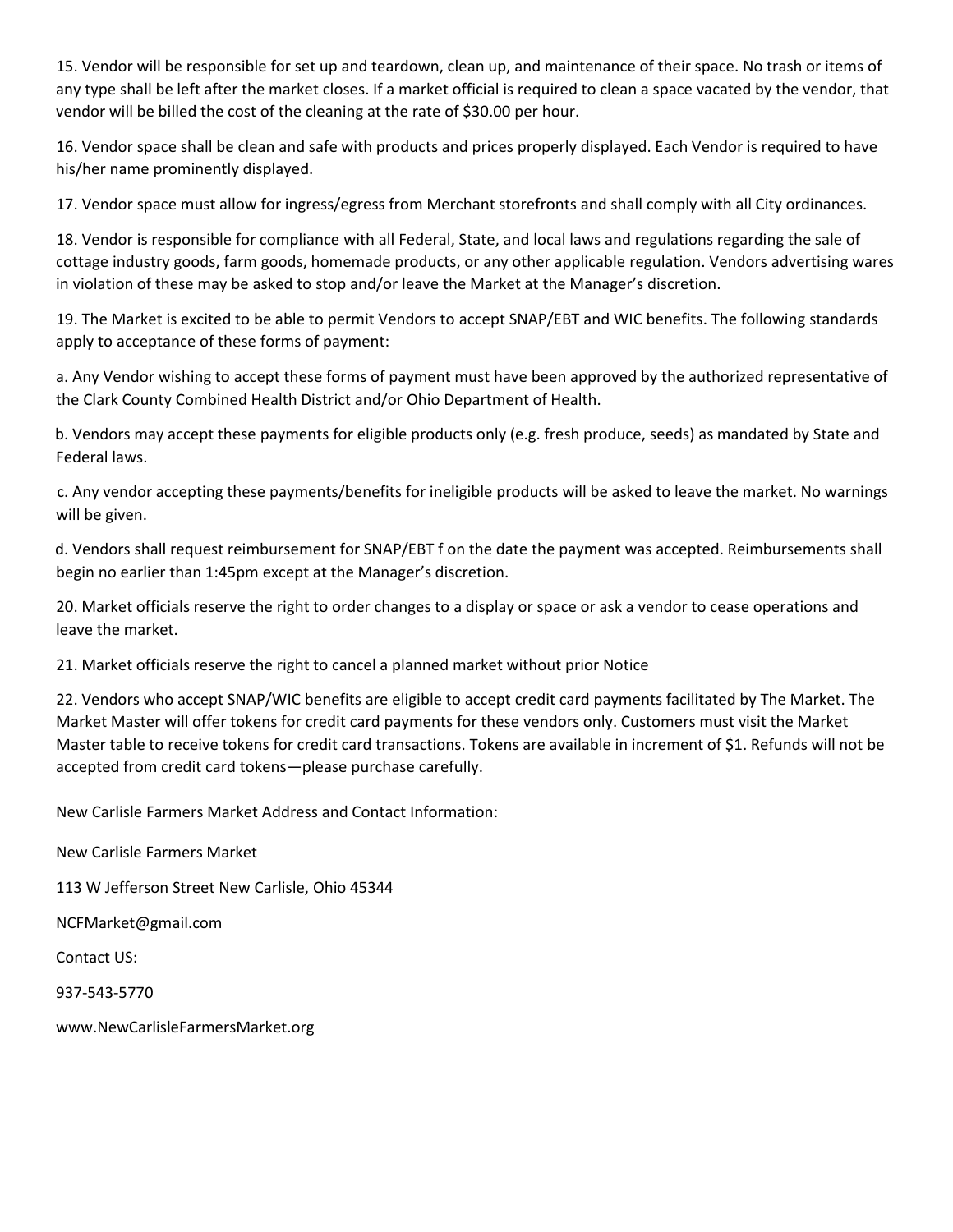15. Vendor will be responsible for set up and teardown, clean up, and maintenance of their space. No trash or items of any type shall be left after the market closes. If a market official is required to clean a space vacated by the vendor, that vendor will be billed the cost of the cleaning at the rate of $30.00 per hour.

16. Vendor space shall be clean and safe with products and prices properly displayed. Each Vendor is required to have his/her name prominently displayed.

17. Vendor space must allow for ingress/egress from Merchant storefronts and shall comply with all City ordinances.

18. Vendor is responsible for compliance with all Federal, State, and local laws and regulations regarding the sale of cottage industry goods, farm goods, homemade products, or any other applicable regulation. Vendors advertising wares in violation of these may be asked to stop and/or leave the Market at the Manager's discretion.

19. The Market is excited to be able to permit Vendors to accept SNAP/EBT and WIC benefits. The following standards apply to acceptance of these forms of payment:

a. Any Vendor wishing to accept these forms of payment must have been approved by the authorized representative of the Clark County Combined Health District and/or Ohio Department of Health.

b. Vendors may accept these payments for eligible products only (e.g. fresh produce, seeds) as mandated by State and Federal laws.

c. Any vendor accepting these payments/benefits for ineligible products will be asked to leave the market. No warnings will be given.

d. Vendors shall request reimbursement for SNAP/EBT f on the date the payment was accepted. Reimbursements shall begin no earlier than 1:45pm except at the Manager's discretion.

20. Market officials reserve the right to order changes to a display or space or ask a vendor to cease operations and leave the market.

21. Market officials reserve the right to cancel a planned market without prior Notice

22. Vendors who accept SNAP/WIC benefits are eligible to accept credit card payments facilitated by The Market. The Market Master will offer tokens for credit card payments for these vendors only. Customers must visit the Market Master table to receive tokens for credit card transactions. Tokens are available in increment of $1. Refunds will not be accepted from credit card tokens—please purchase carefully.

New Carlisle Farmers Market Address and Contact Information:

New Carlisle Farmers Market

113 W Jefferson Street New Carlisle, Ohio 45344

NCFMarket@gmail.com

Contact US:

937-543-5770

www.NewCarlisleFarmersMarket.org